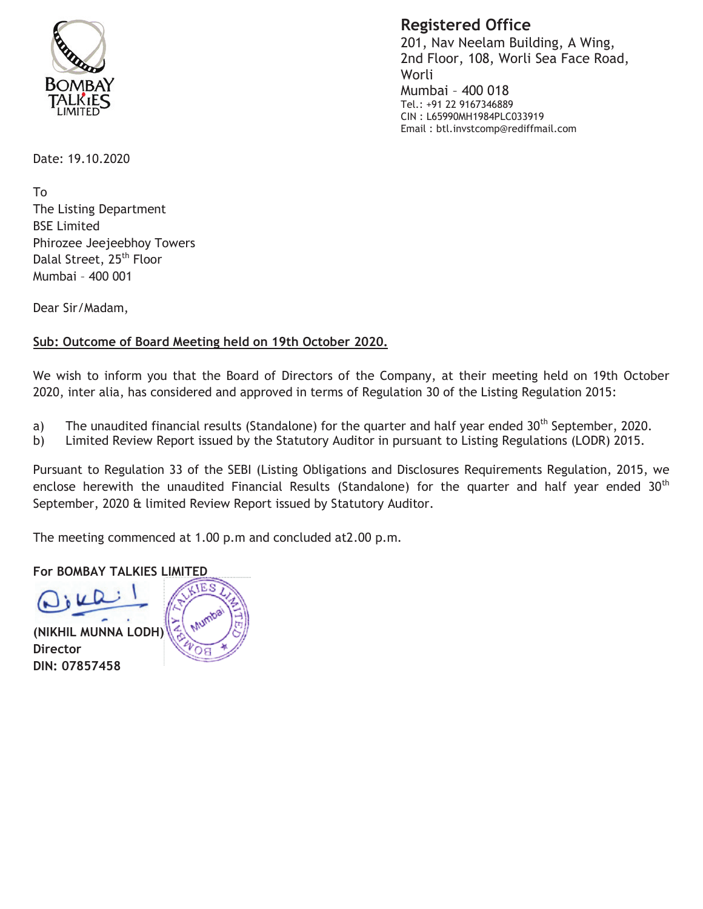BOMBAY TALKIES LIMITED

**Registered Office**
201, Nav Neelam Building, A Wing,
2nd Floor, 108, Worli Sea Face Road,
Worli
Mumbai – 400 018
Tel.: +91 22 9167346889
CIN : L65990MH1984PLC033919
Email : btl.invstcomp@rediffmail.com

Date: 19.10.2020

To
The Listing Department
BSE Limited
Phirozee Jeejeebhoy Towers
Dalal Street, 25th Floor
Mumbai – 400 001

Dear Sir/Madam,

**Sub: Outcome of Board Meeting held on 19th October 2020.**

We wish to inform you that the Board of Directors of the Company, at their meeting held on 19th October 2020, inter alia, has considered and approved in terms of Regulation 30 of the Listing Regulation 2015:

a) The unaudited financial results (Standalone) for the quarter and half year ended 30th September, 2020.
b) Limited Review Report issued by the Statutory Auditor in pursuant to Listing Regulations (LODR) 2015.

Pursuant to Regulation 33 of the SEBI (Listing Obligations and Disclosures Requirements Regulation, 2015, we enclose herewith the unaudited Financial Results (Standalone) for the quarter and half year ended 30th September, 2020 & limited Review Report issued by Statutory Auditor.

The meeting commenced at 1.00 p.m and concluded at2.00 p.m.

**For BOMBAY TALKIES LIMITED**

**(NIKHIL MUNNA LODH)**
**Director**
**DIN: 07857458**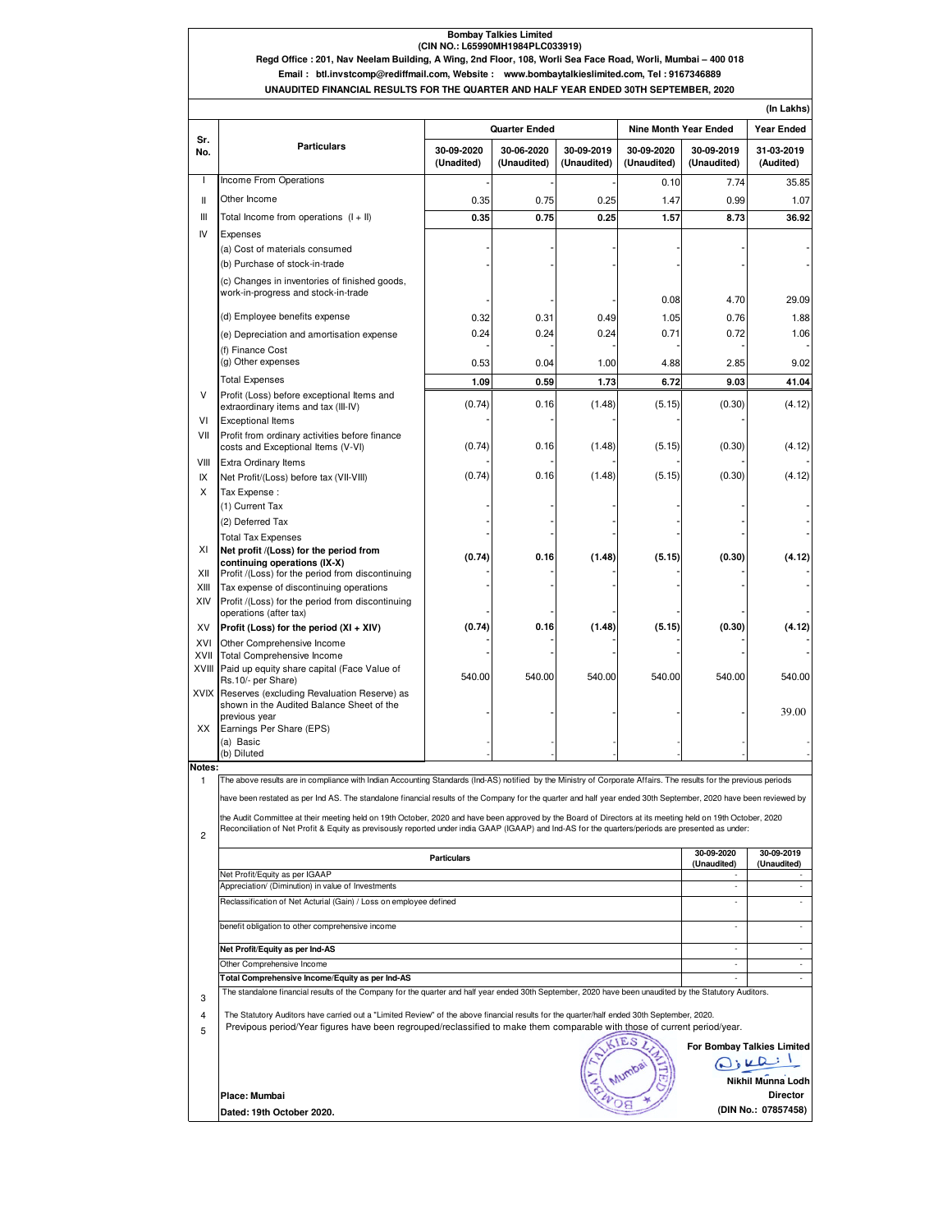**Bombay Talkies Limited**
**(CIN NO.: L65990MH1984PLC033919)**
**Regd Office : 201, Nav Neelam Building, A Wing, 2nd Floor, 108, Worli Sea Face Road, Worli, Mumbai – 400 018**
**Email : btl.invstcomp@rediffmail.com, Website : www.bombaytalkieslimited.com, Tel : 9167346889**
**UNAUDITED FINANCIAL RESULTS FOR THE QUARTER AND HALF YEAR ENDED 30TH SEPTEMBER, 2020**

**(In Lakhs)**

| Sr. No. | Particulars | Quarter Ended | | | Nine Month Year Ended | | Year Ended |
|---|---|---|---|---|---|---|---|
| | | 30-09-2020 (Unadited) | 30-06-2020 (Unaudited) | 30-09-2019 (Unaudited) | 30-09-2020 (Unaudited) | 30-09-2019 (Unaudited) | 31-03-2019 (Audited) |
| I | Income From Operations | - | - | - | 0.10 | 7.74 | 35.85 |
| II | Other Income | 0.35 | 0.75 | 0.25 | 1.47 | 0.99 | 1.07 |
| III | Total Income from operations (I + II) | **0.35** | **0.75** | **0.25** | **1.57** | **8.73** | **36.92** |
| IV | Expenses | | | | | | |
| | (a) Cost of materials consumed | - | - | - | - | - | - |
| | (b) Purchase of stock-in-trade | - | - | - | - | - | - |
| | (c) Changes in inventories of finished goods, work-in-progress and stock-in-trade | - | - | - | 0.08 | 4.70 | 29.09 |
| | (d) Employee benefits expense | 0.32 | 0.31 | 0.49 | 1.05 | 0.76 | 1.88 |
| | (e) Depreciation and amortisation expense | 0.24 | 0.24 | 0.24 | 0.71 | 0.72 | 1.06 |
| | (f) Finance Cost | - | - | - | - | - | - |
| | (g) Other expenses | 0.53 | 0.04 | 1.00 | 4.88 | 2.85 | 9.02 |
| | Total Expenses | **1.09** | **0.59** | **1.73** | **6.72** | **9.03** | **41.04** |
| V | Profit (Loss) before exceptional Items and extraordinary items and tax (III-IV) | (0.74) | 0.16 | (1.48) | (5.15) | (0.30) | (4.12) |
| VI | Exceptional Items | - | - | - | - | - | - |
| VII | Profit from ordinary activities before finance costs and Exceptional Items (V-VI) | (0.74) | 0.16 | (1.48) | (5.15) | (0.30) | (4.12) |
| VIII | Extra Ordinary Items | - | - | - | - | - | - |
| IX | Net Profit/(Loss) before tax (VII-VIII) | (0.74) | 0.16 | (1.48) | (5.15) | (0.30) | (4.12) |
| X | Tax Expense : | | | | | | |
| | (1) Current Tax | - | - | - | - | - | - |
| | (2) Deferred Tax | - | - | - | - | - | - |
| | Total Tax Expenses | - | - | - | - | - | - |
| XI | **Net profit /(Loss) for the period from continuing operations (IX-X)** | **(0.74)** | **0.16** | **(1.48)** | **(5.15)** | **(0.30)** | **(4.12)** |
| XII | Profit /(Loss) for the period from discontinuing | - | - | - | - | - | - |
| XIII | Tax expense of discontinuing operations | - | - | - | - | - | - |
| XIV | Profit /(Loss) for the period from discontinuing operations (after tax) | - | - | - | - | - | - |
| XV | **Profit (Loss) for the period (XI + XIV)** | **(0.74)** | **0.16** | **(1.48)** | **(5.15)** | **(0.30)** | **(4.12)** |
| XVI | Other Comprehensive Income | - | - | - | - | - | - |
| XVII | Total Comprehensive Income | - | - | - | - | - | - |
| XVIII | Paid up equity share capital (Face Value of Rs.10/- per Share) | 540.00 | 540.00 | 540.00 | 540.00 | 540.00 | 540.00 |
| XVIX | Reserves (excluding Revaluation Reserve) as shown in the Audited Balance Sheet of the previous year | - | - | - | - | - | 39.00 |
| XX | Earnings Per Share (EPS) | | | | | | |
| | (a) Basic | - | - | - | - | - | - |
| | (b) Diluted | - | - | - | - | - | - |

**Notes:**

1. The above results are in compliance with Indian Accounting Standards (Ind-AS) notified by the Ministry of Corporate Affairs. The results for the previous periods have been restated as per Ind AS. The standalone financial results of the Company for the quarter and half year ended 30th September, 2020 have been reviewed by the Audit Committee at their meeting held on 19th October, 2020 and have been approved by the Board of Directors at its meeting held on 19th October, 2020

2. Reconciliation of Net Profit & Equity as previsously reported under india GAAP (IGAAP) and Ind-AS for the quarters/periods are presented as under:

| Particulars | 30-09-2020 (Unaudited) | 30-09-2019 (Unaudited) |
|---|---|---|
| Net Profit/Equity as per IGAAP | - | - |
| Appreciation/ (Diminution) in value of Investments | - | - |
| Reclassification of Net Acturial (Gain) / Loss on employee defined | - | - |
| benefit obligation to other comprehensive income | - | - |
| **Net Profit/Equity as per Ind-AS** | - | - |
| Other Comprehensive Income | - | - |
| **Total Comprehensive Income/Equity as per Ind-AS** | - | - |

3. The standalone financial results of the Company for the quarter and half year ended 30th September, 2020 have been unaudited by the Statutory Auditors.

4. The Statutory Auditors have carried out a "Limited Review" of the above financial results for the quarter/half ended 30th September, 2020.

5. Previpous period/Year figures have been regrouped/reclassified to make them comparable with those of current period/year.

**For Bombay Talkies Limited**

**Nikhil Munna Lodh**
**Director**
**(DIN No.: 07857458)**

**Place: Mumbai**
**Dated: 19th October 2020.**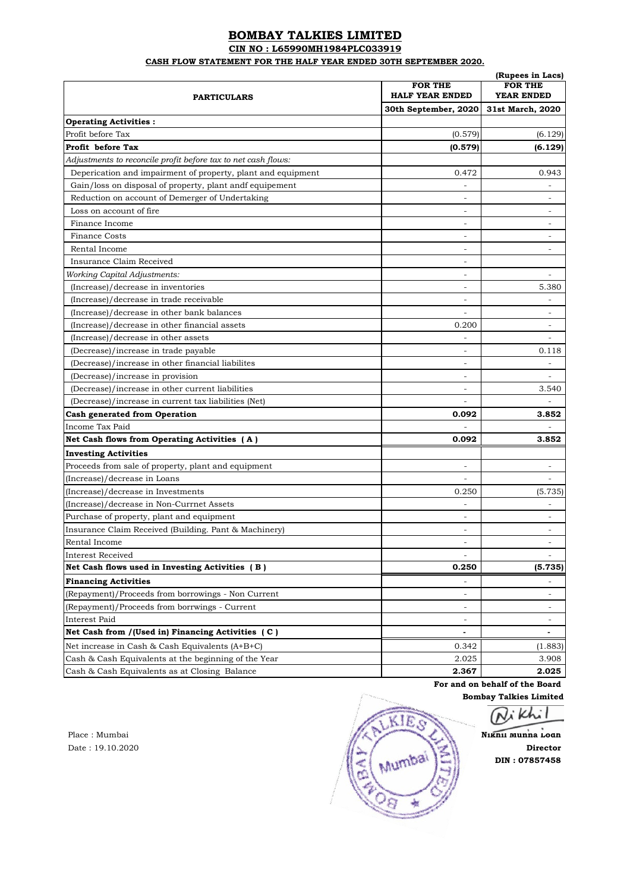# BOMBAY TALKIES LIMITED

**CIN NO : L65990MH1984PLC033919**

**CASH FLOW STATEMENT FOR THE HALF YEAR ENDED 30TH SEPTEMBER 2020.**

(Rupees in Lacs)

| PARTICULARS | FOR THE HALF YEAR ENDED 30th September, 2020 | FOR THE YEAR ENDED 31st March, 2020 |
|---|---|---|
| **Operating Activities :** | | |
| Profit before Tax | (0.579) | (6.129) |
| **Profit before Tax** | **(0.579)** | **(6.129)** |
| *Adjustments to reconcile profit before tax to net cash flows:* | | |
| Deperication and impairment of property, plant and equipment | 0.472 | 0.943 |
| Gain/loss on disposal of property, plant andf equipement | - | - |
| Reduction on account of Demerger of Undertaking | - | - |
| Loss on account of fire | - | - |
| Finance Income | - | - |
| Finance Costs | - | - |
| Rental Income | - | - |
| Insurance Claim Received | - | |
| *Working Capital Adjustments:* | - | - |
| (Increase)/decrease in inventories | - | 5.380 |
| (Increase)/decrease in trade receivable | - | - |
| (Increase)/decrease in other bank balances | - | - |
| (Increase)/decrease in other financial assets | 0.200 | - |
| (Increase)/decrease in other assets | - | - |
| (Decrease)/increase in trade payable | - | 0.118 |
| (Decrease)/increase in other financial liabilites | - | - |
| (Decrease)/increase in provision | - | - |
| (Decrease)/increase in other current liabilities | - | 3.540 |
| (Decrease)/increase in current tax liabilities (Net) | - | - |
| **Cash generated from Operation** | **0.092** | **3.852** |
| Income Tax Paid | - | - |
| **Net Cash flows from Operating Activities ( A )** | **0.092** | **3.852** |
| **Investing Activities** | | |
| Proceeds from sale of property, plant and equipment | - | - |
| (Increase)/decrease in Loans | - | - |
| (Increase)/decrease in Investments | 0.250 | (5.735) |
| (Increase)/decrease in Non-Currnet Assets | - | - |
| Purchase of property, plant and equipment | - | - |
| Insurance Claim Received (Building. Pant & Machinery) | - | - |
| Rental Income | - | - |
| Interest Received | - | - |
| **Net Cash flows used in Investing Activities ( B )** | **0.250** | **(5.735)** |
| **Financing Activities** | - | - |
| (Repayment)/Proceeds from borrowings - Non Current | - | - |
| (Repayment)/Proceeds from borrwings - Current | - | - |
| Interest Paid | - | - |
| **Net Cash from /(Used in) Financing Activities ( C )** | **-** | **-** |
| Net increase in Cash & Cash Equivalents (A+B+C) | 0.342 | (1.883) |
| Cash & Cash Equivalents at the beginning of the Year | 2.025 | 3.908 |
| Cash & Cash Equivalents as at Closing Balance | **2.367** | **2.025** |

**For and on behalf of the Board**

**Bombay Talkies Limited**

Nikhil Munna Lodh

**Director**

**DIN : 07857458**

Place : Mumbai

Date : 19.10.2020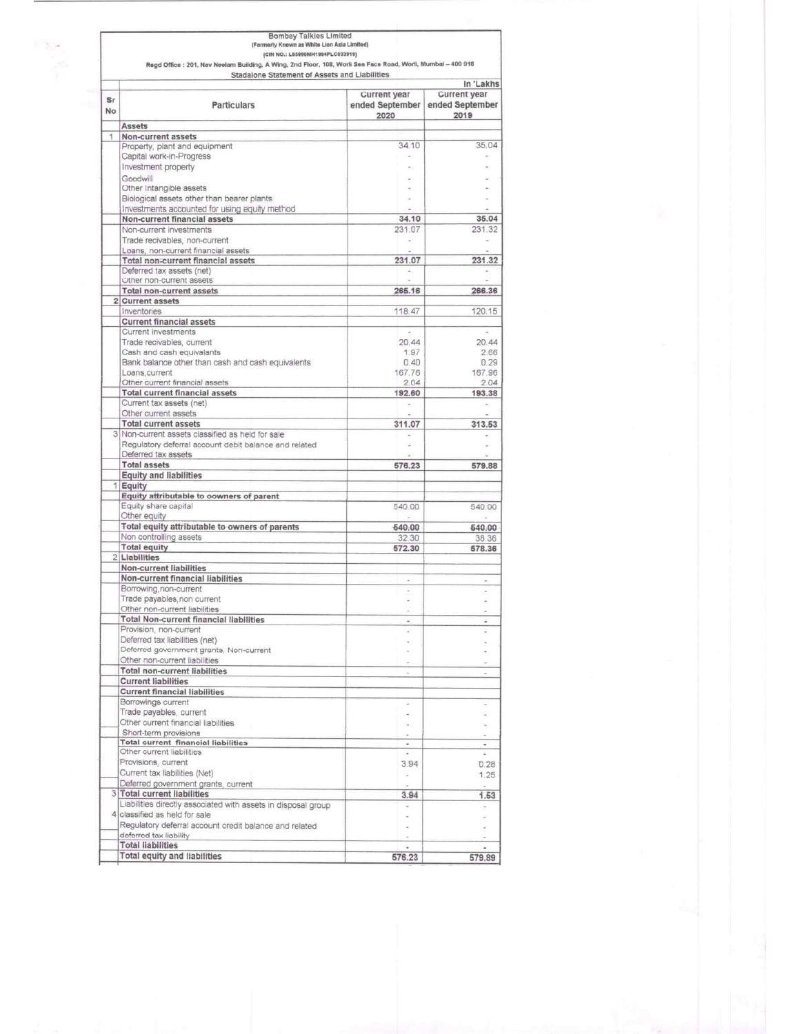Bombay Talkies Limited

(Formerly Known as White Lion Asia Limited)

(CIN NO.: L65990MH1984PLC033919)

Regd Office : 201, Nav Neelam Building, A Wing, 2nd Floor, 108, Worli Sea Face Road, Worli, Mumbai – 400 018

Stadalone Statement of Assets and Liabilities

In 'Lakhs

| Sr No | Particulars | Current year ended September 2020 | Current year ended September 2019 |
|---|---|---|---|
| | **Assets** | | |
| 1 | **Non-current assets** | | |
| | Property, plant and equipment | 34.10 | 35.04 |
| | Capital work-in-Progress | - | - |
| | Investment property | - | - |
| | Goodwill | - | - |
| | Other Intangible assets | - | - |
| | Biological assets other than bearer plants | - | - |
| | Investments accounted for using equity method | - | - |
| | **Non-current financial assets** | **34.10** | **35.04** |
| | Non-current investments | 231.07 | 231.32 |
| | Trade recivables, non-current | - | - |
| | Loans, non-current financial assets | - | - |
| | **Total non-current financial assets** | **231.07** | **231.32** |
| | Deferred tax assets (net) | - | - |
| | Other non-current assets | - | - |
| | **Total non-current assets** | **265.16** | **266.36** |
| 2 | **Current assets** | | |
| | Inventories | 118.47 | 120.15 |
| | **Current financial assets** | | |
| | Current investments | - | - |
| | Trade recivables, current | 20.44 | 20.44 |
| | Cash and cash equivalants | 1.97 | 2.66 |
| | Bank balance other than cash and cash equivalents | 0.40 | 0.29 |
| | Loans,current | 167.76 | 167.96 |
| | Other current financial assets | 2.04 | 2.04 |
| | **Total current financial assets** | **192.60** | **193.38** |
| | Current tax assets (net) | - | - |
| | Other current assets | - | - |
| | **Total current assets** | **311.07** | **313.53** |
| 3 | Non-current assets classified as held for sale | - | - |
| | Regulatory deferral account debit balance and related | - | - |
| | Deferred tax assets | - | - |
| | **Total assets** | **576.23** | **579.88** |
| | **Equity and liabilities** | | |
| 1 | **Equity** | | |
| | **Equity attributable to oowners of parent** | | |
| | Equity share capital | 540.00 | 540.00 |
| | Other equity | - | - |
| | **Total equity attributable to owners of parents** | **540.00** | **540.00** |
| | Non controlling assets | 32.30 | 38.36 |
| | **Total equity** | **572.30** | **578.36** |
| 2 | **Liabilities** | | |
| | **Non-current liabilities** | | |
| | **Non-current financial liabilities** | - | - |
| | Borrowing,non-current | - | - |
| | Trade payables,non current | - | - |
| | Other non-current liabilities | - | - |
| | **Total Non-current financial liabilities** | - | - |
| | Provision, non-current | - | - |
| | Deferred tax liabilities (net) | - | - |
| | Deferred government grants, Non-current | - | - |
| | Other non-current liabilities | - | - |
| | **Total non-current liabilities** | - | - |
| | **Current liabilities** | | |
| | **Current financial liabilities** | | |
| | Borrowings current | - | - |
| | Trade payables, current | - | - |
| | Other current financial liabilities | - | - |
| | Short-term provisions | - | - |
| | **Total current financial liabilities** | - | - |
| | Other current liabilities | - | - |
| | Provisions, current | 3.94 | 0.28 |
| | Current tax liabilities (Net) | - | 1.25 |
| | Deferred government grants, current | - | - |
| 3 | **Total current liabilities** | **3.94** | **1.53** |
| 4 | Liabilities directly associated with assets in disposal group classified as held for sale | - | - |
| | Regulatory deferral account credit balance and related deferred tax liability | - | - |
| | **Total liabilities** | - | - |
| | **Total equity and liabilities** | **576.23** | **579.89** |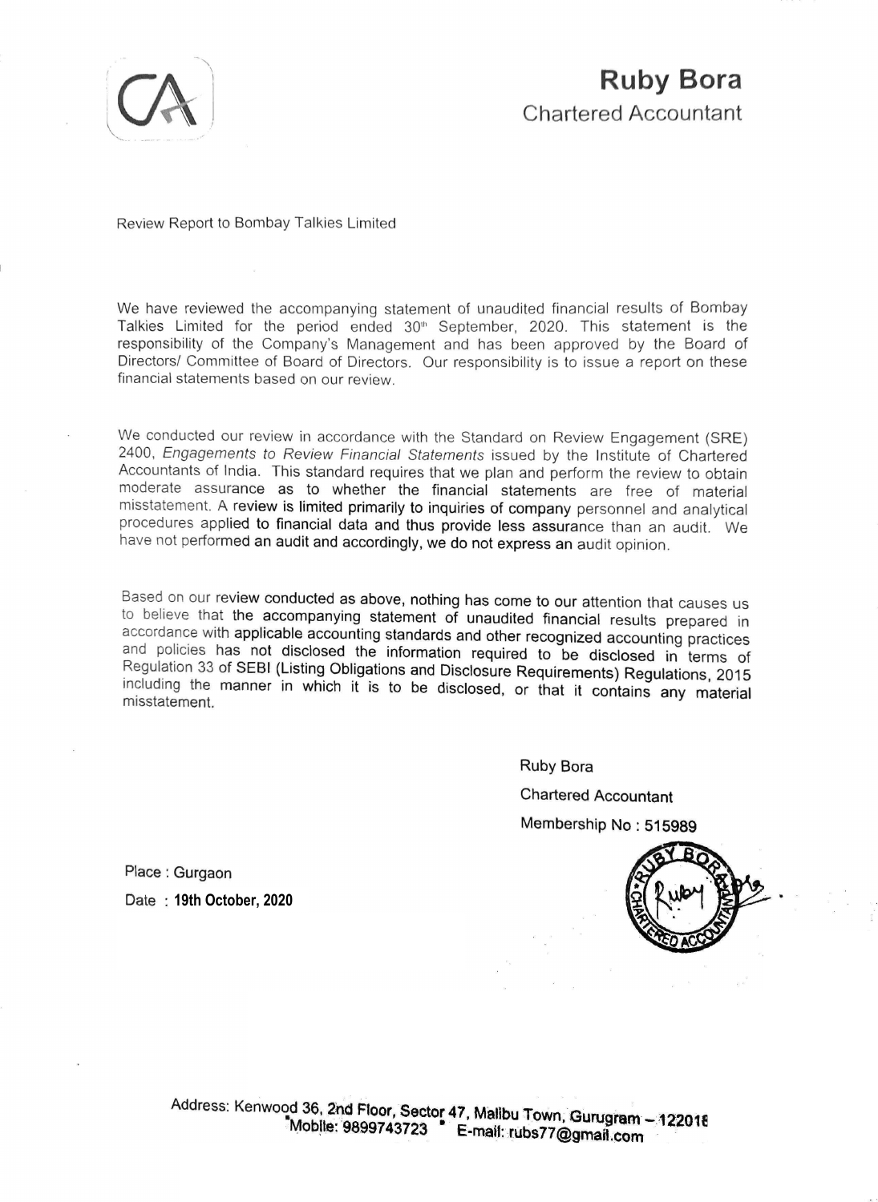# Ruby Bora

Chartered Accountant

Review Report to Bombay Talkies Limited

We have reviewed the accompanying statement of unaudited financial results of Bombay Talkies Limited for the period ended 30th September, 2020. This statement is the responsibility of the Company's Management and has been approved by the Board of Directors/ Committee of Board of Directors. Our responsibility is to issue a report on these financial statements based on our review.

We conducted our review in accordance with the Standard on Review Engagement (SRE) 2400, *Engagements to Review Financial Statements* issued by the Institute of Chartered Accountants of India. This standard requires that we plan and perform the review to obtain moderate assurance as to whether the financial statements are free of material misstatement. A review is limited primarily to inquiries of company personnel and analytical procedures applied to financial data and thus provide less assurance than an audit. We have not performed an audit and accordingly, we do not express an audit opinion.

Based on our review conducted as above, nothing has come to our attention that causes us to believe that the accompanying statement of unaudited financial results prepared in accordance with applicable accounting standards and other recognized accounting practices and policies has not disclosed the information required to be disclosed in terms of Regulation 33 of SEBI (Listing Obligations and Disclosure Requirements) Regulations, 2015 including the manner in which it is to be disclosed, or that it contains any material misstatement.

Ruby Bora

Chartered Accountant

Membership No : 515989

Place : Gurgaon

Date : **19th October, 2020**

Address: Kenwood 36, 2nd Floor, Sector 47, Malibu Town, Gurugram – 122018
Mobile: 9899743723 • E-mail: rubs77@gmail.com